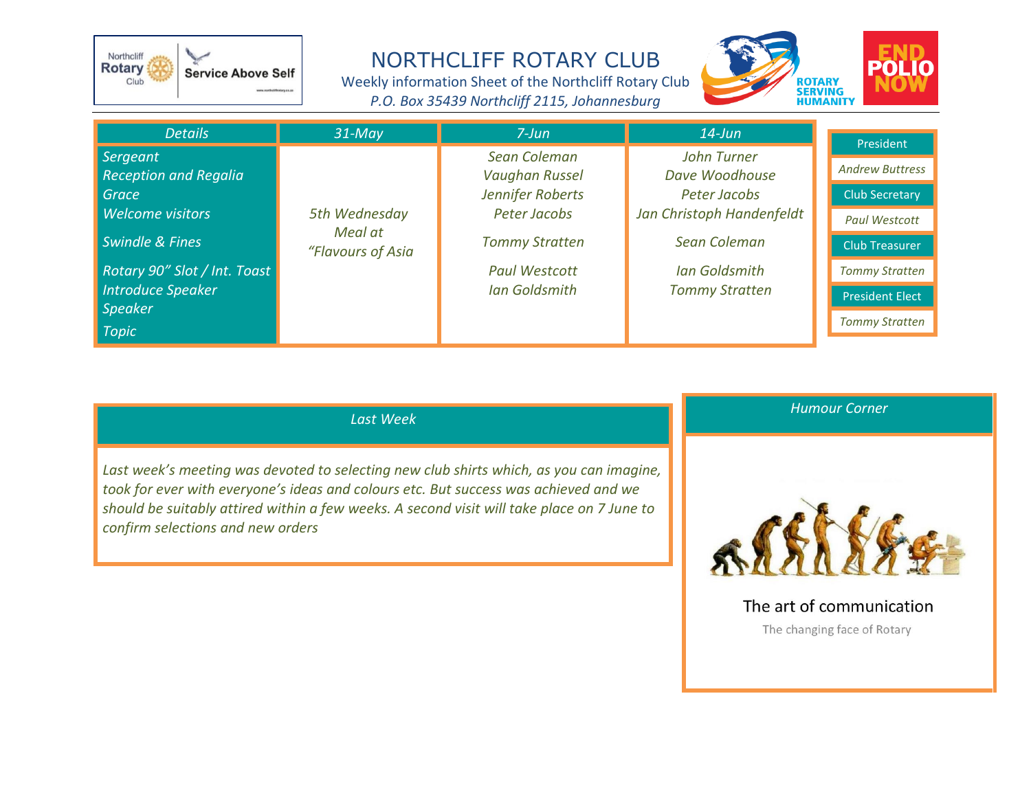# NORTHCLIFF ROTARY CLUB

Weekly information Sheet of the Northcliff Rotary Club

*P.O. Box 35439 Northcliff 2115, Johannesburg*

Northcliff Rotary Club — Service Above Self

ROTARY SERVING HUMANITY

END POLIO NOW

| Details | 31-May | 7-Jun | 14-Jun |
|---|---|---|---|
| Sergeant | 5th Wednesday Meal at "Flavours of Asia | Sean Coleman | John Turner |
| Reception and Regalia | | Vaughan Russel | Dave Woodhouse |
| Grace | | Jennifer Roberts | Peter Jacobs |
| Welcome visitors | | Peter Jacobs | Jan Christoph Handenfeldt |
| Swindle & Fines | | Tommy Stratten | Sean Coleman |
| Rotary 90" Slot / Int. Toast | | Paul Westcott | Ian Goldsmith |
| Introduce Speaker | | Ian Goldsmith | Tommy Stratten |
| Speaker | | | |
| Topic | | | |

| President |
|---|
| *Andrew Buttress* |
| Club Secretary |
| *Paul Westcott* |
| Club Treasurer |
| *Tommy Stratten* |
| President Elect |
| *Tommy Stratten* |

## Last Week

*Last week's meeting was devoted to selecting new club shirts which, as you can imagine, took for ever with everyone's ideas and colours etc. But success was achieved and we should be suitably attired within a few weeks. A second visit will take place on 7 June to confirm selections and new orders*

## Humour Corner

The art of communication

The changing face of Rotary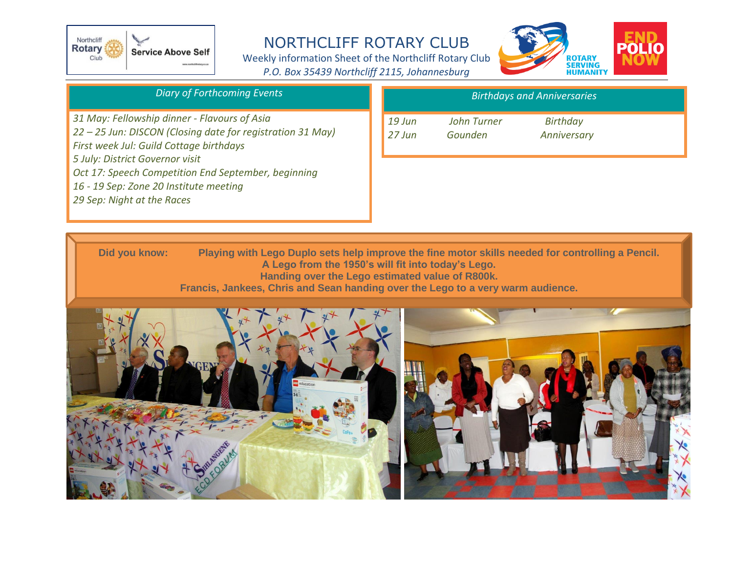# NORTHCLIFF ROTARY CLUB

Weekly information Sheet of the Northcliff Rotary Club

*P.O. Box 35439 Northcliff 2115, Johannesburg*

## *Diary of Forthcoming Events*

*31 May: Fellowship dinner - Flavours of Asia*
*22 – 25 Jun: DISCON (Closing date for registration 31 May)*
*First week Jul: Guild Cottage birthdays*
*5 July: District Governor visit*
*Oct 17: Speech Competition End September, beginning*
*16 - 19 Sep: Zone 20 Institute meeting*
*29 Sep: Night at the Races*

## *Birthdays and Anniversaries*

| | | |
|---|---|---|
| *19 Jun* | *John Turner* | *Birthday* |
| *27 Jun* | *Gounden* | *Anniversary* |

**Did you know: Playing with Lego Duplo sets help improve the fine motor skills needed for controlling a Pencil.**
**A Lego from the 1950's will fit into today's Lego.**
**Handing over the Lego estimated value of R800k.**
**Francis, Jankees, Chris and Sean handing over the Lego to a very warm audience.**